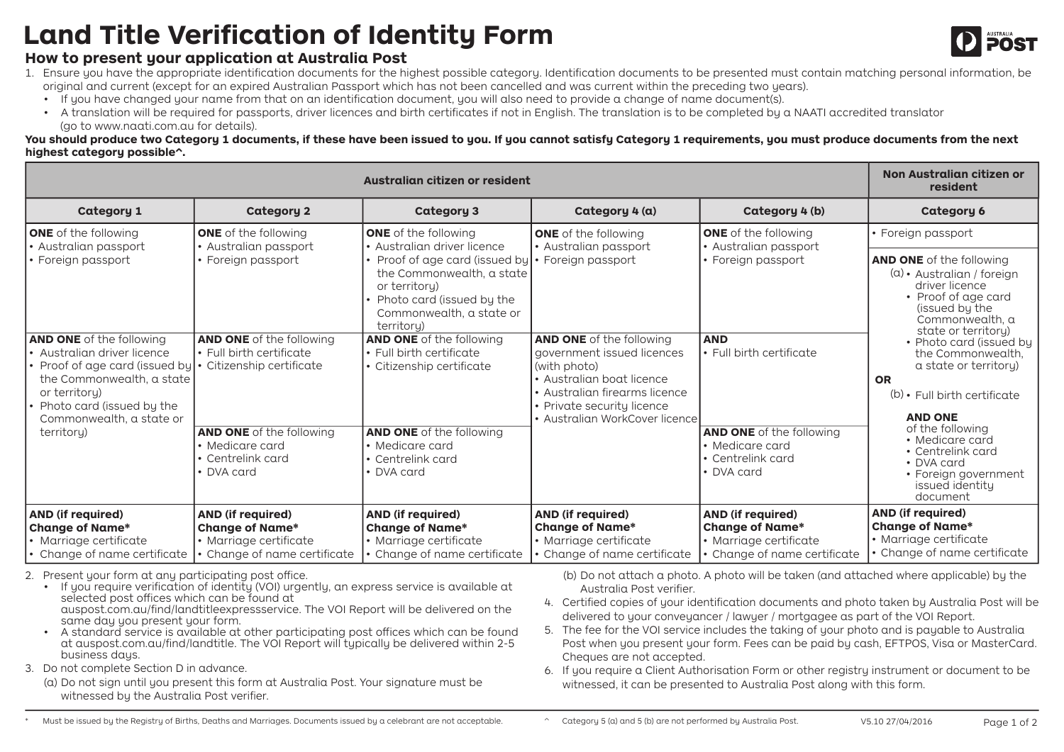# Land Title Verification of Identity Form

## How to present your application at Australia Post

1. Ensure you have the appropriate identification documents for the highest possible category. Identification documents to be presented must contain matching personal information, be original and current (except for an expired Australian Passport which has not been cancelled and was current within the preceding two years).
   - If you have changed your name from that on an identification document, you will also need to provide a change of name document(s).
   - A translation will be required for passports, driver licences and birth certificates if not in English. The translation is to be completed by a NAATI accredited translator (go to www.naati.com.au for details).

**You should produce two Category 1 documents, if these have been issued to you. If you cannot satisfy Category 1 requirements, you must produce documents from the next highest category possible^.**

| Australian citizen or resident | | | | | Non Australian citizen or resident |
|---|---|---|---|---|---|
| **Category 1** | **Category 2** | **Category 3** | **Category 4 (a)** | **Category 4 (b)** | **Category 6** |
| **ONE** of the following<br>• Australian passport<br>• Foreign passport | **ONE** of the following<br>• Australian passport<br>• Foreign passport | **ONE** of the following<br>• Australian driver licence<br>• Proof of age card (issued by the Commonwealth, a state or territory)<br>• Photo card (issued by the Commonwealth, a state or territory) | **ONE** of the following<br>• Australian passport<br>• Foreign passport | **ONE** of the following<br>• Australian passport<br>• Foreign passport | • Foreign passport<br><br>**AND ONE** of the following<br>(a) • Australian / foreign driver licence<br>• Proof of age card (issued by the Commonwealth, a state or territory)<br>• Photo card (issued by the Commonwealth, a state or territory)<br>**OR**<br>(b) • Full birth certificate<br>**AND ONE** of the following<br>• Medicare card<br>• Centrelink card<br>• DVA card<br>• Foreign government issued identity document |
| **AND ONE** of the following<br>• Australian driver licence<br>• Proof of age card (issued by the Commonwealth, a state or territory)<br>• Photo card (issued by the Commonwealth, a state or territory) | **AND ONE** of the following<br>• Full birth certificate<br>• Citizenship certificate | **AND ONE** of the following<br>• Full birth certificate<br>• Citizenship certificate | **AND ONE** of the following government issued licences (with photo)<br>• Australian boat licence<br>• Australian firearms licence<br>• Private security licence<br>• Australian WorkCover licence | **AND**<br>• Full birth certificate | |
| | **AND ONE** of the following<br>• Medicare card<br>• Centrelink card<br>• DVA card | **AND ONE** of the following<br>• Medicare card<br>• Centrelink card<br>• DVA card | | **AND ONE** of the following<br>• Medicare card<br>• Centrelink card<br>• DVA card | |
| **AND (if required) Change of Name***<br>• Marriage certificate<br>• Change of name certificate | **AND (if required) Change of Name***<br>• Marriage certificate<br>• Change of name certificate | **AND (if required) Change of Name***<br>• Marriage certificate<br>• Change of name certificate | **AND (if required) Change of Name***<br>• Marriage certificate<br>• Change of name certificate | **AND (if required) Change of Name***<br>• Marriage certificate<br>• Change of name certificate | **AND (if required) Change of Name***<br>• Marriage certificate<br>• Change of name certificate |

2. Present your form at any participating post office.
   - If you require verification of identity (VOI) urgently, an express service is available at selected post offices which can be found at auspost.com.au/find/landtitleexpressservice. The VOI Report will be delivered on the same day you present your form.
   - A standard service is available at other participating post offices which can be found at auspost.com.au/find/landtitle. The VOI Report will typically be delivered within 2-5 business days.
3. Do not complete Section D in advance.
   (a) Do not sign until you present this form at Australia Post. Your signature must be witnessed by the Australia Post verifier.
   (b) Do not attach a photo. A photo will be taken (and attached where applicable) by the Australia Post verifier.
4. Certified copies of your identification documents and photo taken by Australia Post will be delivered to your conveyancer / lawyer / mortgagee as part of the VOI Report.
5. The fee for the VOI service includes the taking of your photo and is payable to Australia Post when you present your form. Fees can be paid by cash, EFTPOS, Visa or MasterCard. Cheques are not accepted.
6. If you require a Client Authorisation Form or other registry instrument or document to be witnessed, it can be presented to Australia Post along with this form.

\* Must be issued by the Registry of Births, Deaths and Marriages. Documents issued by a celebrant are not acceptable.

^ Category 5 (a) and 5 (b) are not performed by Australia Post.

V5.10 27/04/2016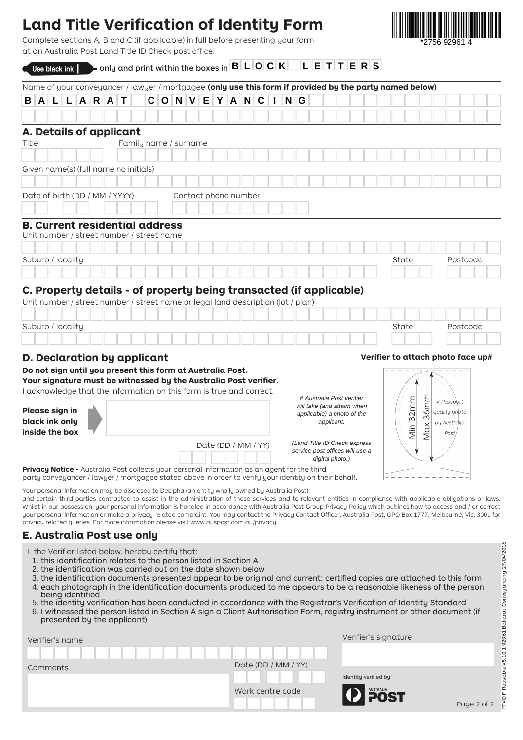# Land Title Verification of Identity Form

*2756 92961 4

Complete sections A, B and C (if applicable) in full before presenting your form at an Australia Post Land Title ID Check post office.

Use black ink only and print within the boxes in BLOCK LETTERS

Name of your conveyancer / lawyer / mortgagee **(only use this form if provided by the party named below)**

BALLARAT CONVEYANCING

## A. Details of applicant

Title

Family name / surname

Given name(s) (full name no initials)

Date of birth (DD / MM / YYYY)

Contact phone number

## B. Current residential address

Unit number / street number / street name

Suburb / locality

State

Postcode

## C. Property details - of property being transacted (if applicable)

Unit number / street number / street name or legal land description (lot / plan)

Suburb / locality

State

Postcode

## D. Declaration by applicant

**Verifier to attach photo face up#**

**Do not sign until you present this form at Australia Post.**
**Your signature must be witnessed by the Australia Post verifier.**

I acknowledge that the information on this form is true and correct.

**Please sign in black ink only inside the box**

Date (DD / MM / YY)

*# Australia Post verifier will take (and attach when applicable) a photo of the applicant.*

*(Land Title ID Check express service post offices will use a digital photo.)*

Min 32mm

Max 36mm

*# Passport quality photo by Australia Post*

**Privacy Notice -** Australia Post collects your personal information as an agent for the third party conveyancer / lawyer / mortgagee stated above in order to verify your identity on their behalf.

Your personal information may be disclosed to Decipha (an entity wholly owned by Australia Post) and certain third parties contracted to assist in the administration of these services and to relevant entities in compliance with applicable obligations or laws. Whilst in our possession, your personal information is handled in accordance with Australia Post Group Privacy Policy which outlines how to access and / or correct your personal information or make a privacy related complaint. You may contact the Privacy Contact Officer, Australia Post, GPO Box 1777, Melbourne, Vic, 3001 for privacy related queries. For more information please visit www.auspost.com.au/privacy

## E. Australia Post use only

I, the Verifier listed below, hereby certify that:

1. this identification relates to the person listed in Section A
2. the identification was carried out on the date shown below
3. the identification documents presented appear to be original and current; certified copies are attached to this form
4. each photograph in the identification documents produced to me appears to be a reasonable likeness of the person being identified
5. the identity verification has been conducted in accordance with the Registrar's Verification of Identity Standard
6. I witnessed the person listed in Section A sign a Client Authorisation Form, registry instrument or other document (if presented by the applicant)

Verifier's name

Verifier's signature

Comments

Date (DD / MM / YY)

Identity verified by

Australia Post

Work centre code

PTVOIF Reusable V5.10.1 92961 Ballarat Conveyancing 27/04/2016